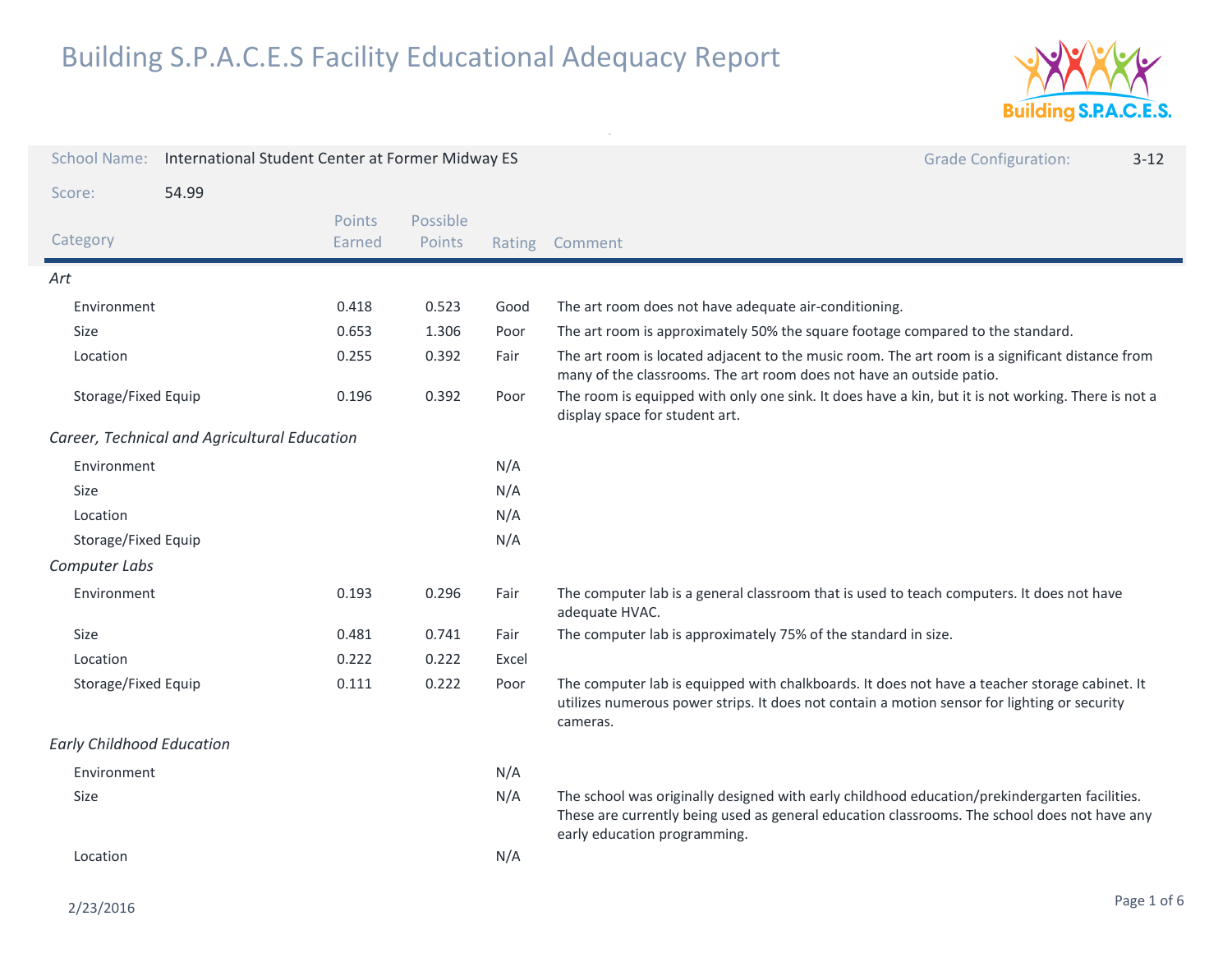# Building S.P.A.C.E.S Facility Educational Adequacy Report

**School Name:** International Student Center at Former Midway ES

**Grade Configuration:** 3-12

**Score:** 54.99

| Category | Points Earned | Possible Points | Rating | Comment |
|---|---|---|---|---|
| *Art* | | | | |
| Environment | 0.418 | 0.523 | Good | The art room does not have adequate air-conditioning. |
| Size | 0.653 | 1.306 | Poor | The art room is approximately 50% the square footage compared to the standard. |
| Location | 0.255 | 0.392 | Fair | The art room is located adjacent to the music room. The art room is a significant distance from many of the classrooms. The art room does not have an outside patio. |
| Storage/Fixed Equip | 0.196 | 0.392 | Poor | The room is equipped with only one sink. It does have a kin, but it is not working. There is not a display space for student art. |
| *Career, Technical and Agricultural Education* | | | | |
| Environment | | | N/A | |
| Size | | | N/A | |
| Location | | | N/A | |
| Storage/Fixed Equip | | | N/A | |
| *Computer Labs* | | | | |
| Environment | 0.193 | 0.296 | Fair | The computer lab is a general classroom that is used to teach computers. It does not have adequate HVAC. |
| Size | 0.481 | 0.741 | Fair | The computer lab is approximately 75% of the standard in size. |
| Location | 0.222 | 0.222 | Excel | |
| Storage/Fixed Equip | 0.111 | 0.222 | Poor | The computer lab is equipped with chalkboards. It does not have a teacher storage cabinet. It utilizes numerous power strips. It does not contain a motion sensor for lighting or security cameras. |
| *Early Childhood Education* | | | | |
| Environment | | | N/A | |
| Size | | | N/A | The school was originally designed with early childhood education/prekindergarten facilities. These are currently being used as general education classrooms. The school does not have any early education programming. |
| Location | | | N/A | |

2/23/2016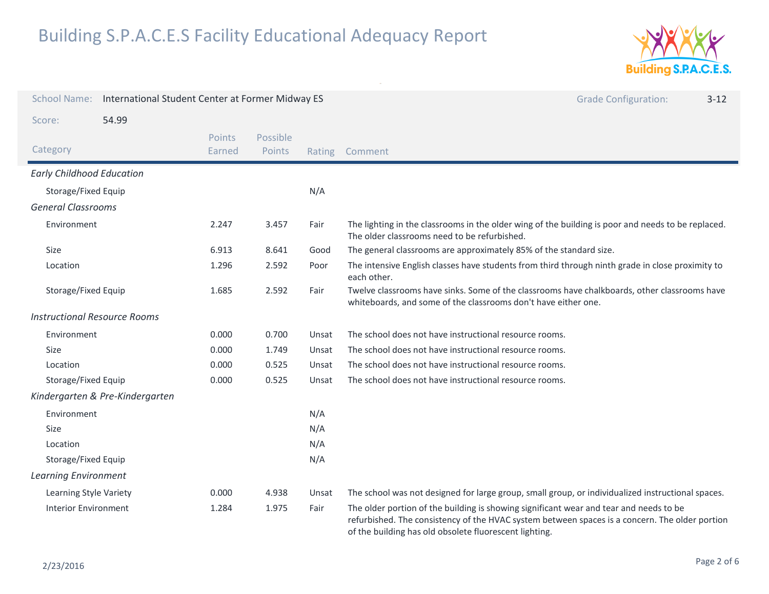# Building S.P.A.C.E.S Facility Educational Adequacy Report

**School Name:** International Student Center at Former Midway ES

**Grade Configuration:** 3-12

**Score:** 54.99

| Category | Points Earned | Possible Points | Rating | Comment |
|---|---|---|---|---|
| *Early Childhood Education* | | | | |
| Storage/Fixed Equip | | | N/A | |
| *General Classrooms* | | | | |
| Environment | 2.247 | 3.457 | Fair | The lighting in the classrooms in the older wing of the building is poor and needs to be replaced. The older classrooms need to be refurbished. |
| Size | 6.913 | 8.641 | Good | The general classrooms are approximately 85% of the standard size. |
| Location | 1.296 | 2.592 | Poor | The intensive English classes have students from third through ninth grade in close proximity to each other. |
| Storage/Fixed Equip | 1.685 | 2.592 | Fair | Twelve classrooms have sinks. Some of the classrooms have chalkboards, other classrooms have whiteboards, and some of the classrooms don't have either one. |
| *Instructional Resource Rooms* | | | | |
| Environment | 0.000 | 0.700 | Unsat | The school does not have instructional resource rooms. |
| Size | 0.000 | 1.749 | Unsat | The school does not have instructional resource rooms. |
| Location | 0.000 | 0.525 | Unsat | The school does not have instructional resource rooms. |
| Storage/Fixed Equip | 0.000 | 0.525 | Unsat | The school does not have instructional resource rooms. |
| *Kindergarten & Pre-Kindergarten* | | | | |
| Environment | | | N/A | |
| Size | | | N/A | |
| Location | | | N/A | |
| Storage/Fixed Equip | | | N/A | |
| *Learning Environment* | | | | |
| Learning Style Variety | 0.000 | 4.938 | Unsat | The school was not designed for large group, small group, or individualized instructional spaces. |
| Interior Environment | 1.284 | 1.975 | Fair | The older portion of the building is showing significant wear and tear and needs to be refurbished. The consistency of the HVAC system between spaces is a concern. The older portion of the building has old obsolete fluorescent lighting. |

2/23/2016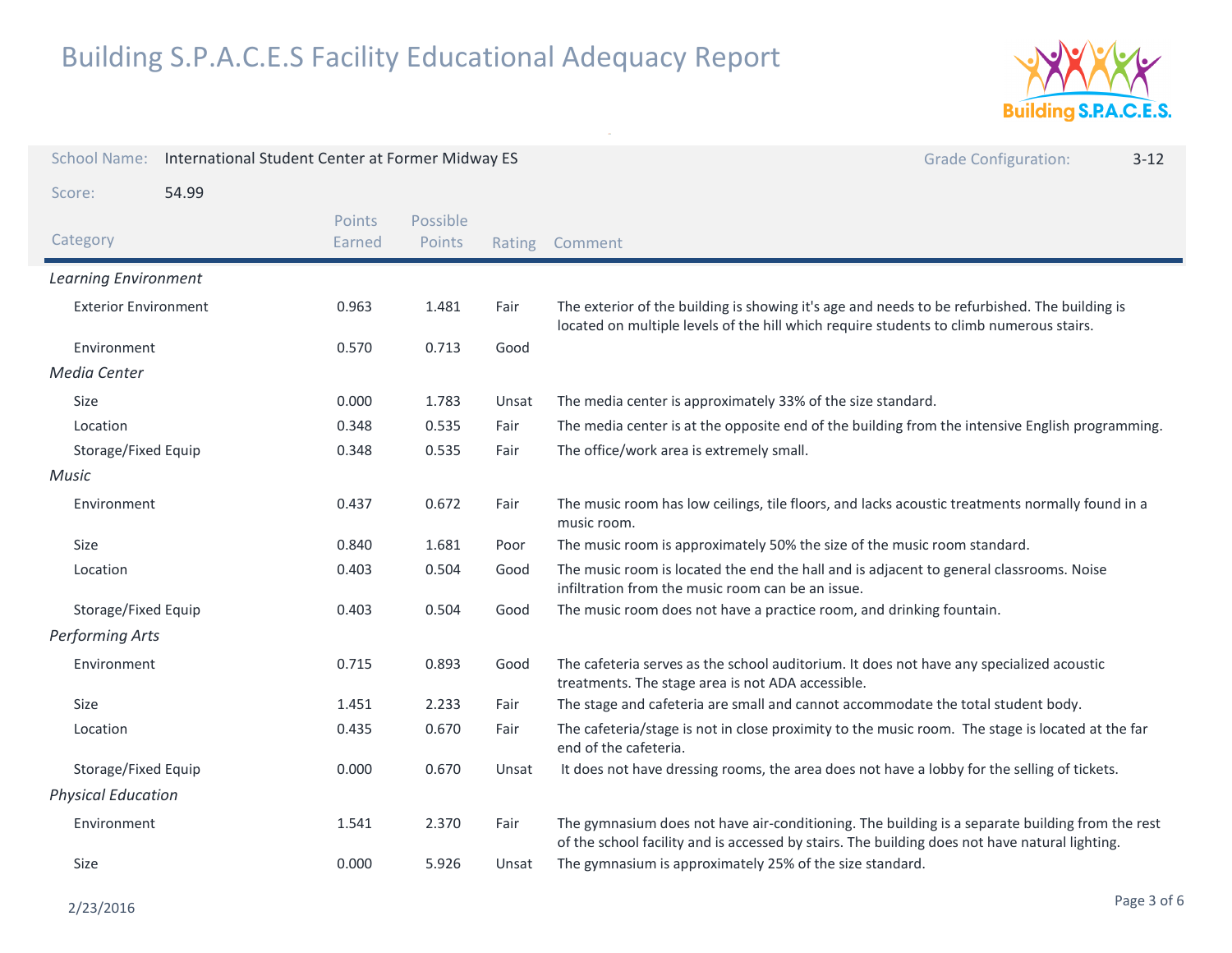# Building S.P.A.C.E.S Facility Educational Adequacy Report

**School Name:** International Student Center at Former Midway ES

**Grade Configuration:** 3-12

**Score:** 54.99

| Category | Points Earned | Possible Points | Rating | Comment |
|---|---|---|---|---|
| *Learning Environment* | | | | |
| Exterior Environment | 0.963 | 1.481 | Fair | The exterior of the building is showing it's age and needs to be refurbished. The building is located on multiple levels of the hill which require students to climb numerous stairs. |
| Environment | 0.570 | 0.713 | Good | |
| *Media Center* | | | | |
| Size | 0.000 | 1.783 | Unsat | The media center is approximately 33% of the size standard. |
| Location | 0.348 | 0.535 | Fair | The media center is at the opposite end of the building from the intensive English programming. |
| Storage/Fixed Equip | 0.348 | 0.535 | Fair | The office/work area is extremely small. |
| *Music* | | | | |
| Environment | 0.437 | 0.672 | Fair | The music room has low ceilings, tile floors, and lacks acoustic treatments normally found in a music room. |
| Size | 0.840 | 1.681 | Poor | The music room is approximately 50% the size of the music room standard. |
| Location | 0.403 | 0.504 | Good | The music room is located the end the hall and is adjacent to general classrooms. Noise infiltration from the music room can be an issue. |
| Storage/Fixed Equip | 0.403 | 0.504 | Good | The music room does not have a practice room, and drinking fountain. |
| *Performing Arts* | | | | |
| Environment | 0.715 | 0.893 | Good | The cafeteria serves as the school auditorium. It does not have any specialized acoustic treatments. The stage area is not ADA accessible. |
| Size | 1.451 | 2.233 | Fair | The stage and cafeteria are small and cannot accommodate the total student body. |
| Location | 0.435 | 0.670 | Fair | The cafeteria/stage is not in close proximity to the music room. The stage is located at the far end of the cafeteria. |
| Storage/Fixed Equip | 0.000 | 0.670 | Unsat | It does not have dressing rooms, the area does not have a lobby for the selling of tickets. |
| *Physical Education* | | | | |
| Environment | 1.541 | 2.370 | Fair | The gymnasium does not have air-conditioning. The building is a separate building from the rest of the school facility and is accessed by stairs. The building does not have natural lighting. |
| Size | 0.000 | 5.926 | Unsat | The gymnasium is approximately 25% of the size standard. |

2/23/2016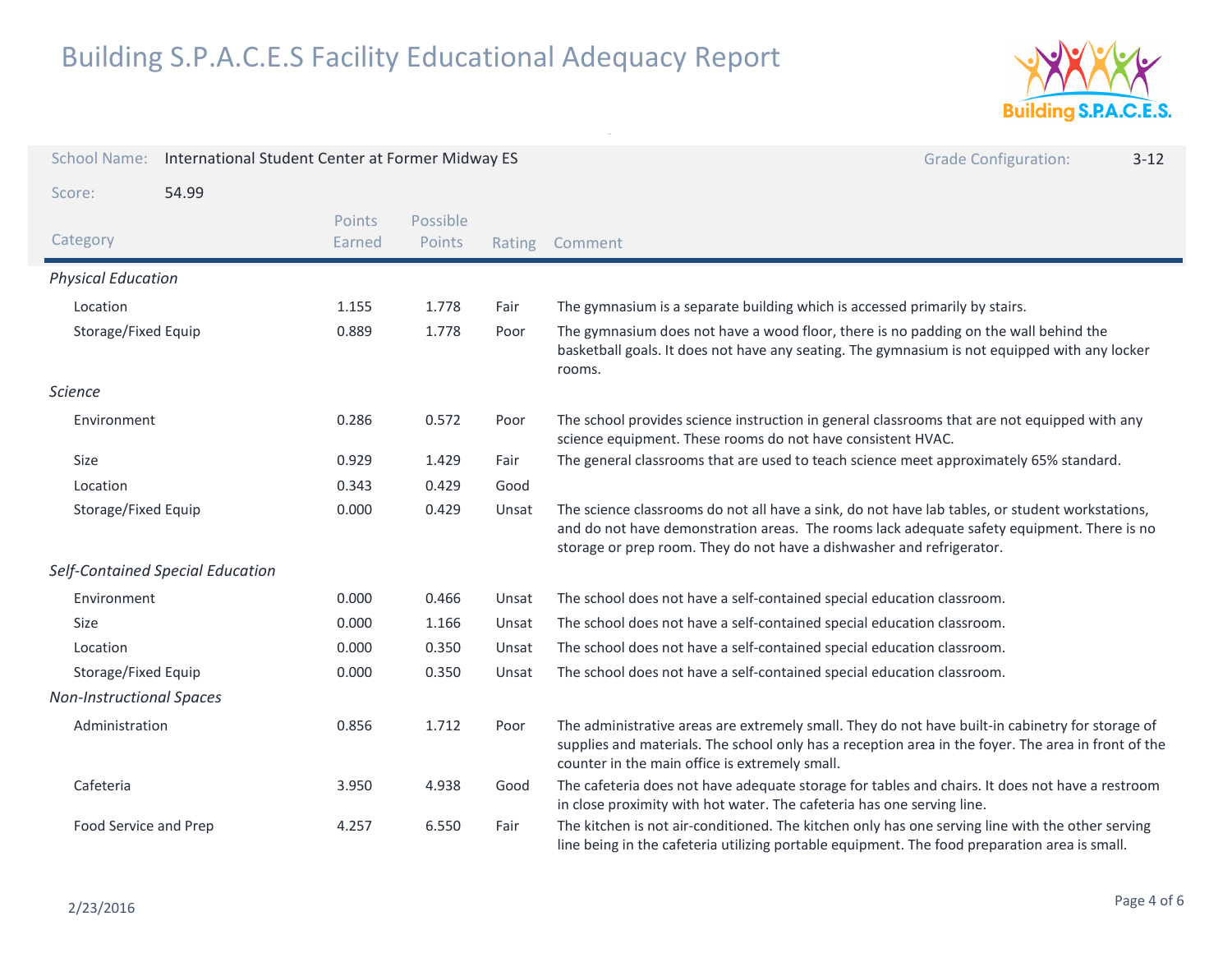# Building S.P.A.C.E.S Facility Educational Adequacy Report

**School Name:** International Student Center at Former Midway ES

**Grade Configuration:** 3-12

**Score:** 54.99

| Category | Points Earned | Possible Points | Rating | Comment |
|---|---|---|---|---|
| *Physical Education* | | | | |
| Location | 1.155 | 1.778 | Fair | The gymnasium is a separate building which is accessed primarily by stairs. |
| Storage/Fixed Equip | 0.889 | 1.778 | Poor | The gymnasium does not have a wood floor, there is no padding on the wall behind the basketball goals. It does not have any seating. The gymnasium is not equipped with any locker rooms. |
| *Science* | | | | |
| Environment | 0.286 | 0.572 | Poor | The school provides science instruction in general classrooms that are not equipped with any science equipment. These rooms do not have consistent HVAC. |
| Size | 0.929 | 1.429 | Fair | The general classrooms that are used to teach science meet approximately 65% standard. |
| Location | 0.343 | 0.429 | Good | |
| Storage/Fixed Equip | 0.000 | 0.429 | Unsat | The science classrooms do not all have a sink, do not have lab tables, or student workstations, and do not have demonstration areas. The rooms lack adequate safety equipment. There is no storage or prep room. They do not have a dishwasher and refrigerator. |
| *Self-Contained Special Education* | | | | |
| Environment | 0.000 | 0.466 | Unsat | The school does not have a self-contained special education classroom. |
| Size | 0.000 | 1.166 | Unsat | The school does not have a self-contained special education classroom. |
| Location | 0.000 | 0.350 | Unsat | The school does not have a self-contained special education classroom. |
| Storage/Fixed Equip | 0.000 | 0.350 | Unsat | The school does not have a self-contained special education classroom. |
| *Non-Instructional Spaces* | | | | |
| Administration | 0.856 | 1.712 | Poor | The administrative areas are extremely small. They do not have built-in cabinetry for storage of supplies and materials. The school only has a reception area in the foyer. The area in front of the counter in the main office is extremely small. |
| Cafeteria | 3.950 | 4.938 | Good | The cafeteria does not have adequate storage for tables and chairs. It does not have a restroom in close proximity with hot water. The cafeteria has one serving line. |
| Food Service and Prep | 4.257 | 6.550 | Fair | The kitchen is not air-conditioned. The kitchen only has one serving line with the other serving line being in the cafeteria utilizing portable equipment. The food preparation area is small. |

2/23/2016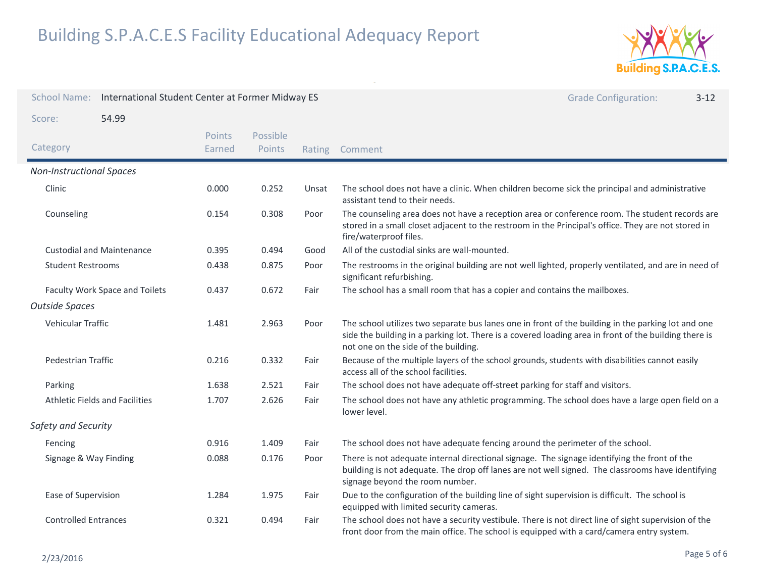# Building S.P.A.C.E.S Facility Educational Adequacy Report

School Name: International Student Center at Former Midway ES

Grade Configuration: 3-12

Score: 54.99

| Category | Points Earned | Possible Points | Rating | Comment |
|---|---|---|---|---|
| *Non-Instructional Spaces* | | | | |
| Clinic | 0.000 | 0.252 | Unsat | The school does not have a clinic. When children become sick the principal and administrative assistant tend to their needs. |
| Counseling | 0.154 | 0.308 | Poor | The counseling area does not have a reception area or conference room. The student records are stored in a small closet adjacent to the restroom in the Principal's office. They are not stored in fire/waterproof files. |
| Custodial and Maintenance | 0.395 | 0.494 | Good | All of the custodial sinks are wall-mounted. |
| Student Restrooms | 0.438 | 0.875 | Poor | The restrooms in the original building are not well lighted, properly ventilated, and are in need of significant refurbishing. |
| Faculty Work Space and Toilets | 0.437 | 0.672 | Fair | The school has a small room that has a copier and contains the mailboxes. |
| *Outside Spaces* | | | | |
| Vehicular Traffic | 1.481 | 2.963 | Poor | The school utilizes two separate bus lanes one in front of the building in the parking lot and one side the building in a parking lot. There is a covered loading area in front of the building there is not one on the side of the building. |
| Pedestrian Traffic | 0.216 | 0.332 | Fair | Because of the multiple layers of the school grounds, students with disabilities cannot easily access all of the school facilities. |
| Parking | 1.638 | 2.521 | Fair | The school does not have adequate off-street parking for staff and visitors. |
| Athletic Fields and Facilities | 1.707 | 2.626 | Fair | The school does not have any athletic programming. The school does have a large open field on a lower level. |
| *Safety and Security* | | | | |
| Fencing | 0.916 | 1.409 | Fair | The school does not have adequate fencing around the perimeter of the school. |
| Signage & Way Finding | 0.088 | 0.176 | Poor | There is not adequate internal directional signage. The signage identifying the front of the building is not adequate. The drop off lanes are not well signed. The classrooms have identifying signage beyond the room number. |
| Ease of Supervision | 1.284 | 1.975 | Fair | Due to the configuration of the building line of sight supervision is difficult. The school is equipped with limited security cameras. |
| Controlled Entrances | 0.321 | 0.494 | Fair | The school does not have a security vestibule. There is not direct line of sight supervision of the front door from the main office. The school is equipped with a card/camera entry system. |

2/23/2016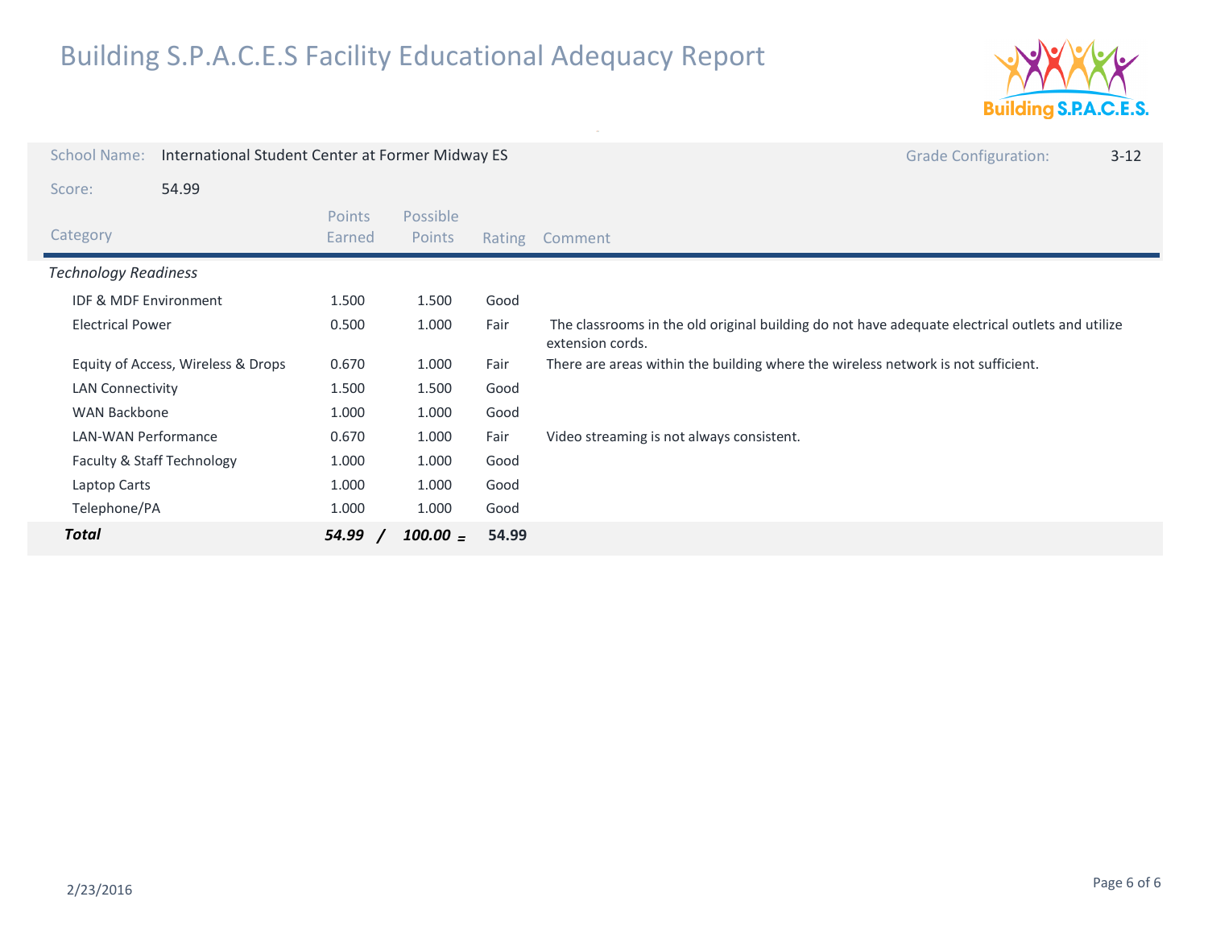# Building S.P.A.C.E.S Facility Educational Adequacy Report

School Name: International Student Center at Former Midway ES

Grade Configuration: 3-12

Score: 54.99

| Category | Points Earned | Possible Points | Rating | Comment |
|---|---|---|---|---|
| *Technology Readiness* | | | | |
| IDF & MDF Environment | 1.500 | 1.500 | Good | |
| Electrical Power | 0.500 | 1.000 | Fair | The classrooms in the old original building do not have adequate electrical outlets and utilize extension cords. |
| Equity of Access, Wireless & Drops | 0.670 | 1.000 | Fair | There are areas within the building where the wireless network is not sufficient. |
| LAN Connectivity | 1.500 | 1.500 | Good | |
| WAN Backbone | 1.000 | 1.000 | Good | |
| LAN-WAN Performance | 0.670 | 1.000 | Fair | Video streaming is not always consistent. |
| Faculty & Staff Technology | 1.000 | 1.000 | Good | |
| Laptop Carts | 1.000 | 1.000 | Good | |
| Telephone/PA | 1.000 | 1.000 | Good | |
| ***Total*** | ***54.99 /*** | ***100.00 =*** | **54.99** | |

2/23/2016